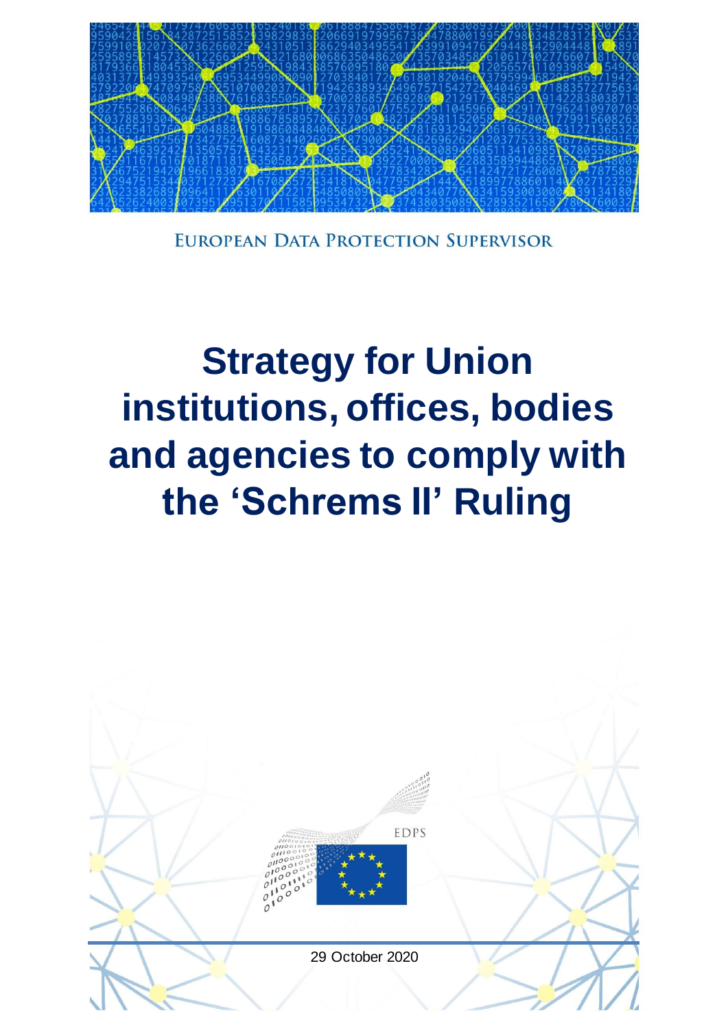EUROPEAN DATA PROTECTION SUPERVISOR

# Strategy for Union institutions, offices, bodies and agencies to comply with the 'Schrems II' Ruling

EDPS

29 October 2020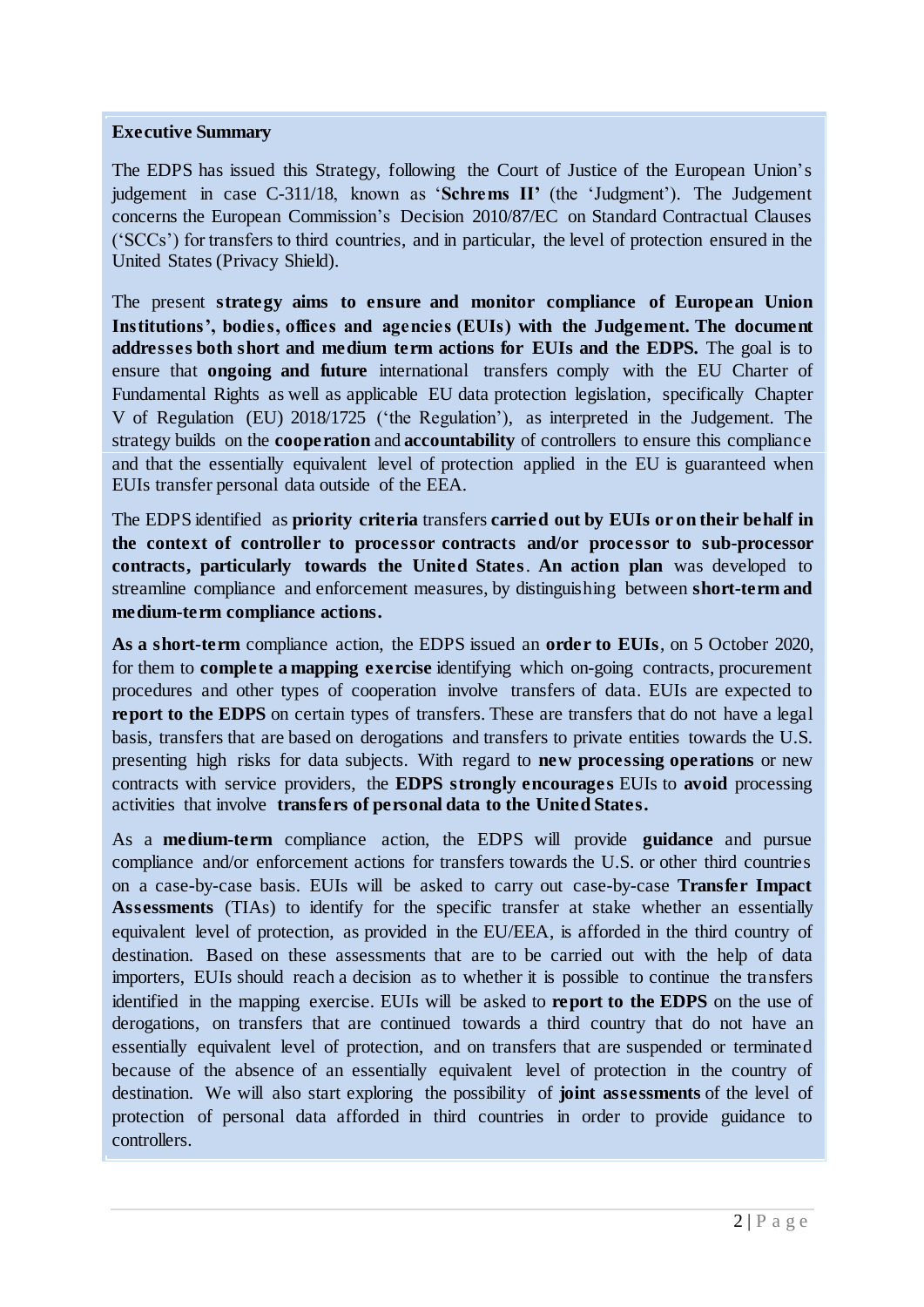**Executive Summary**

The EDPS has issued this Strategy, following the Court of Justice of the European Union's judgement in case C-311/18, known as '**Schrems II**' (the 'Judgment'). The Judgement concerns the European Commission's Decision 2010/87/EC on Standard Contractual Clauses ('SCCs') for transfers to third countries, and in particular, the level of protection ensured in the United States (Privacy Shield).

The present **strategy aims to ensure and monitor compliance of European Union Institutions', bodies, offices and agencies (EUIs) with the Judgement. The document addresses both short and medium term actions for EUIs and the EDPS.** The goal is to ensure that **ongoing and future** international transfers comply with the EU Charter of Fundamental Rights as well as applicable EU data protection legislation, specifically Chapter V of Regulation (EU) 2018/1725 ('the Regulation'), as interpreted in the Judgement. The strategy builds on the **cooperation** and **accountability** of controllers to ensure this compliance and that the essentially equivalent level of protection applied in the EU is guaranteed when EUIs transfer personal data outside of the EEA.

The EDPS identified as **priority criteria** transfers **carried out by EUIs or on their behalf in the context of controller to processor contracts and/or processor to sub-processor contracts, particularly towards the United States**. **An action plan** was developed to streamline compliance and enforcement measures, by distinguishing between **short-term and medium-term compliance actions.**

**As a short-term** compliance action, the EDPS issued an **order to EUIs**, on 5 October 2020, for them to **complete a mapping exercise** identifying which on-going contracts, procurement procedures and other types of cooperation involve transfers of data. EUIs are expected to **report to the EDPS** on certain types of transfers. These are transfers that do not have a legal basis, transfers that are based on derogations and transfers to private entities towards the U.S. presenting high risks for data subjects. With regard to **new processing operations** or new contracts with service providers, the **EDPS strongly encourages** EUIs to **avoid** processing activities that involve **transfers of personal data to the United States.**

As a **medium-term** compliance action, the EDPS will provide **guidance** and pursue compliance and/or enforcement actions for transfers towards the U.S. or other third countries on a case-by-case basis. EUIs will be asked to carry out case-by-case **Transfer Impact Assessments** (TIAs) to identify for the specific transfer at stake whether an essentially equivalent level of protection, as provided in the EU/EEA, is afforded in the third country of destination. Based on these assessments that are to be carried out with the help of data importers, EUIs should reach a decision as to whether it is possible to continue the transfers identified in the mapping exercise. EUIs will be asked to **report to the EDPS** on the use of derogations, on transfers that are continued towards a third country that do not have an essentially equivalent level of protection, and on transfers that are suspended or terminated because of the absence of an essentially equivalent level of protection in the country of destination. We will also start exploring the possibility of **joint assessments** of the level of protection of personal data afforded in third countries in order to provide guidance to controllers.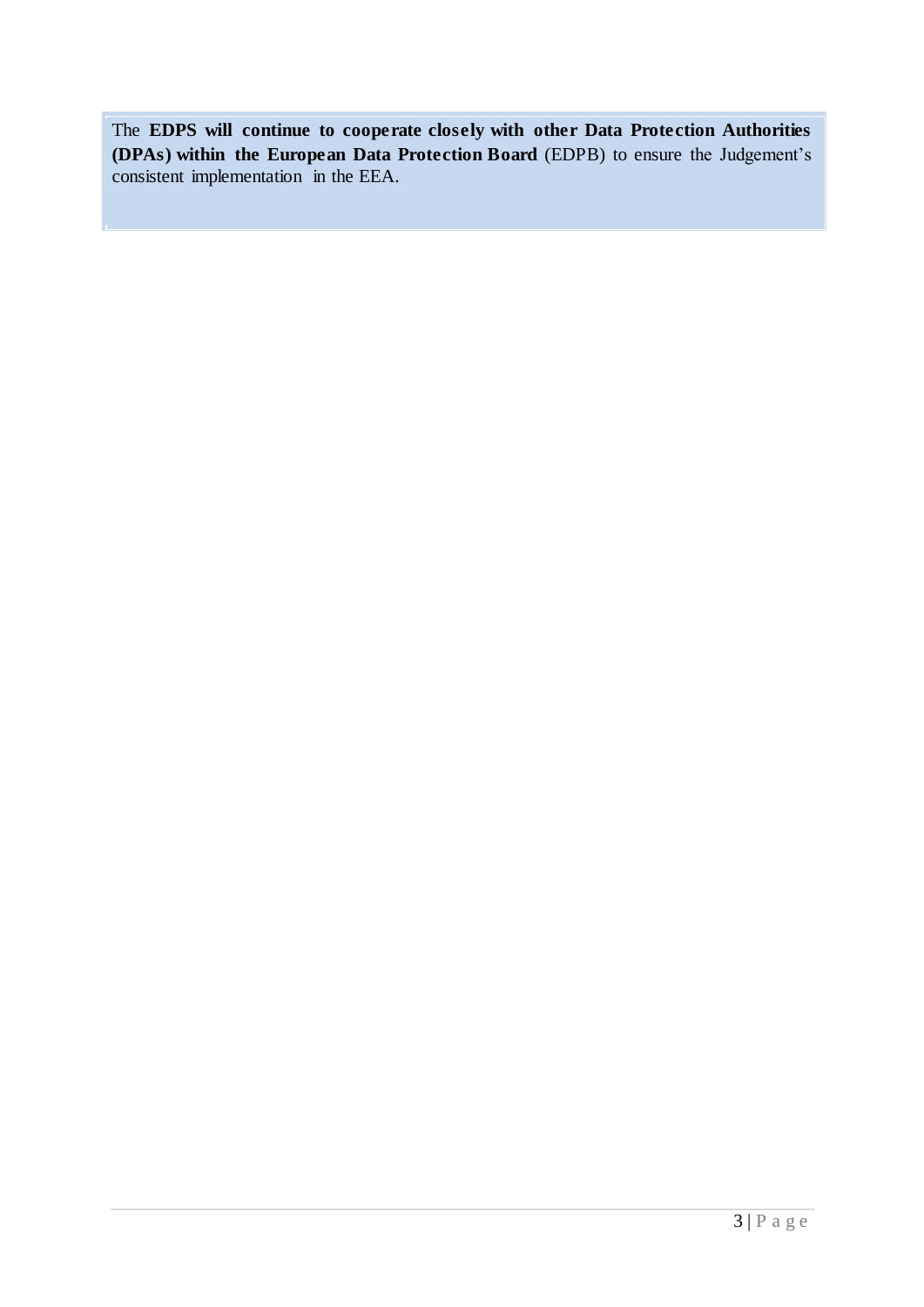The **EDPS will continue to cooperate closely with other Data Protection Authorities (DPAs) within the European Data Protection Board** (EDPB) to ensure the Judgement's consistent implementation in the EEA.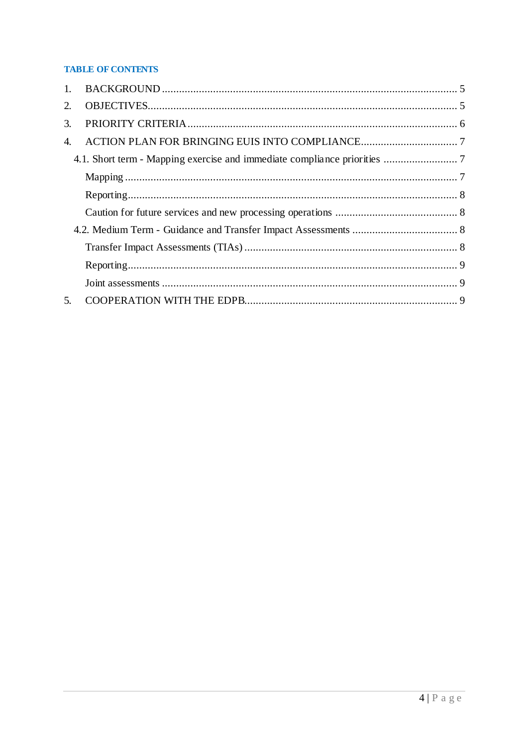**TABLE OF CONTENTS**

1. BACKGROUND ........................................................................................................ 5
2. OBJECTIVES............................................................................................................. 5
3. PRIORITY CRITERIA .............................................................................................. 6
4. ACTION PLAN FOR BRINGING EUIS INTO COMPLIANCE.................................. 7
   - 4.1. Short term - Mapping exercise and immediate compliance priorities .......................... 7
     - Mapping ..................................................................................................................... 7
     - Reporting.................................................................................................................... 8
     - Caution for future services and new processing operations ........................................... 8
   - 4.2. Medium Term - Guidance and Transfer Impact Assessments ..................................... 8
     - Transfer Impact Assessments (TIAs) ........................................................................... 8
     - Reporting.................................................................................................................... 9
     - Joint assessments ........................................................................................................ 9
5. COOPERATION WITH THE EDPB.......................................................................... 9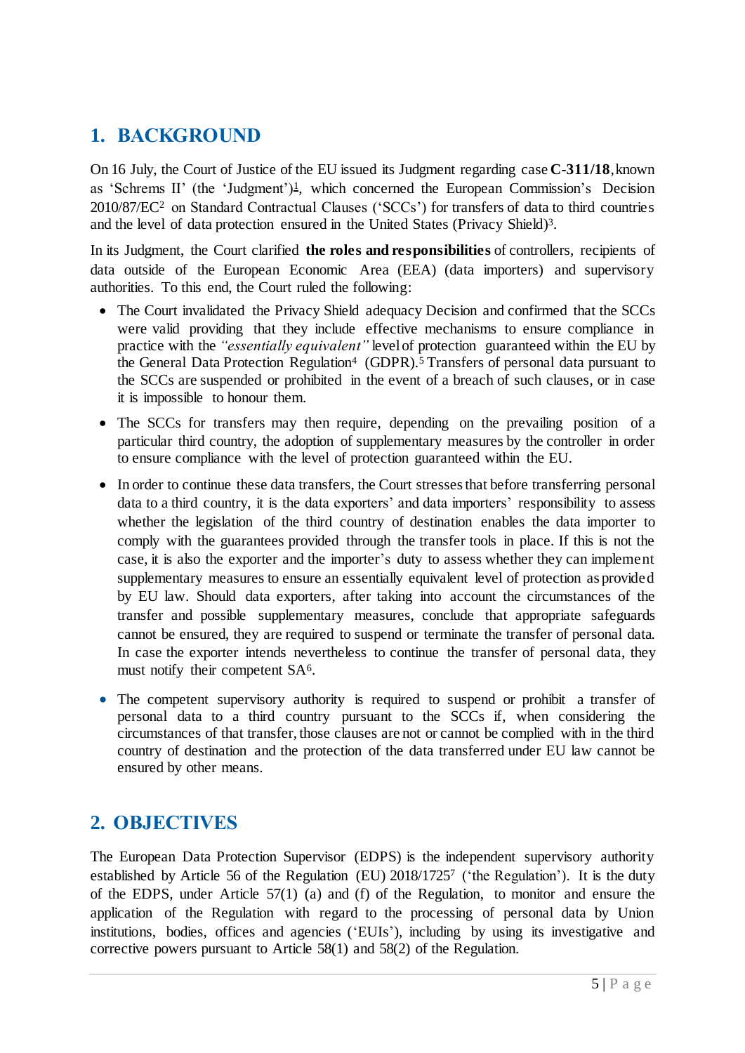## 1. BACKGROUND

On 16 July, the Court of Justice of the EU issued its Judgment regarding case **C-311/18**, known as 'Schrems II' (the 'Judgment')[1], which concerned the European Commission's Decision 2010/87/EC[2] on Standard Contractual Clauses ('SCCs') for transfers of data to third countries and the level of data protection ensured in the United States (Privacy Shield)[3].

In its Judgment, the Court clarified **the roles and responsibilities** of controllers, recipients of data outside of the European Economic Area (EEA) (data importers) and supervisory authorities. To this end, the Court ruled the following:

- The Court invalidated the Privacy Shield adequacy Decision and confirmed that the SCCs were valid providing that they include effective mechanisms to ensure compliance in practice with the *"essentially equivalent"* level of protection guaranteed within the EU by the General Data Protection Regulation[4] (GDPR).[5] Transfers of personal data pursuant to the SCCs are suspended or prohibited in the event of a breach of such clauses, or in case it is impossible to honour them.
- The SCCs for transfers may then require, depending on the prevailing position of a particular third country, the adoption of supplementary measures by the controller in order to ensure compliance with the level of protection guaranteed within the EU.
- In order to continue these data transfers, the Court stresses that before transferring personal data to a third country, it is the data exporters' and data importers' responsibility to assess whether the legislation of the third country of destination enables the data importer to comply with the guarantees provided through the transfer tools in place. If this is not the case, it is also the exporter and the importer's duty to assess whether they can implement supplementary measures to ensure an essentially equivalent level of protection as provided by EU law. Should data exporters, after taking into account the circumstances of the transfer and possible supplementary measures, conclude that appropriate safeguards cannot be ensured, they are required to suspend or terminate the transfer of personal data. In case the exporter intends nevertheless to continue the transfer of personal data, they must notify their competent SA[6].
- The competent supervisory authority is required to suspend or prohibit a transfer of personal data to a third country pursuant to the SCCs if, when considering the circumstances of that transfer, those clauses are not or cannot be complied with in the third country of destination and the protection of the data transferred under EU law cannot be ensured by other means.

## 2. OBJECTIVES

The European Data Protection Supervisor (EDPS) is the independent supervisory authority established by Article 56 of the Regulation (EU) 2018/1725[7] ('the Regulation'). It is the duty of the EDPS, under Article 57(1) (a) and (f) of the Regulation, to monitor and ensure the application of the Regulation with regard to the processing of personal data by Union institutions, bodies, offices and agencies ('EUIs'), including by using its investigative and corrective powers pursuant to Article 58(1) and 58(2) of the Regulation.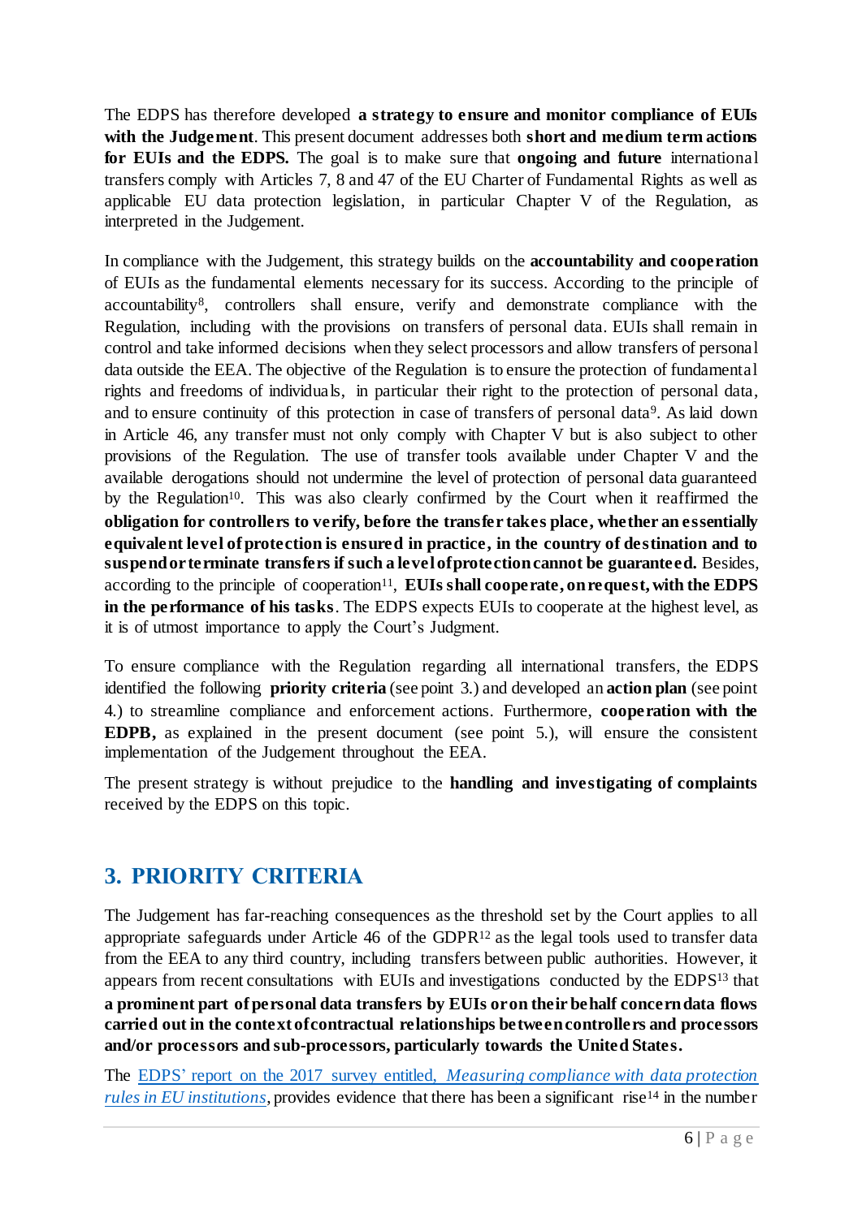The EDPS has therefore developed **a strategy to ensure and monitor compliance of EUIs with the Judgement**. This present document addresses both **short and medium term actions for EUIs and the EDPS.** The goal is to make sure that **ongoing and future** international transfers comply with Articles 7, 8 and 47 of the EU Charter of Fundamental Rights as well as applicable EU data protection legislation, in particular Chapter V of the Regulation, as interpreted in the Judgement.

In compliance with the Judgement, this strategy builds on the **accountability and cooperation** of EUIs as the fundamental elements necessary for its success. According to the principle of accountability[8], controllers shall ensure, verify and demonstrate compliance with the Regulation, including with the provisions on transfers of personal data. EUIs shall remain in control and take informed decisions when they select processors and allow transfers of personal data outside the EEA. The objective of the Regulation is to ensure the protection of fundamental rights and freedoms of individuals, in particular their right to the protection of personal data, and to ensure continuity of this protection in case of transfers of personal data[9]. As laid down in Article 46, any transfer must not only comply with Chapter V but is also subject to other provisions of the Regulation. The use of transfer tools available under Chapter V and the available derogations should not undermine the level of protection of personal data guaranteed by the Regulation[10]. This was also clearly confirmed by the Court when it reaffirmed the **obligation for controllers to verify, before the transfer takes place, whether an essentially equivalent level of protection is ensured in practice, in the country of destination and to suspend or terminate transfers if such a level of protection cannot be guaranteed.** Besides, according to the principle of cooperation[11], **EUIs shall cooperate, on request, with the EDPS in the performance of his tasks**. The EDPS expects EUIs to cooperate at the highest level, as it is of utmost importance to apply the Court's Judgment.

To ensure compliance with the Regulation regarding all international transfers, the EDPS identified the following **priority criteria** (see point 3.) and developed an **action plan** (see point 4.) to streamline compliance and enforcement actions. Furthermore, **cooperation with the EDPB,** as explained in the present document (see point 5.), will ensure the consistent implementation of the Judgement throughout the EEA.

The present strategy is without prejudice to the **handling and investigating of complaints** received by the EDPS on this topic.

## 3. PRIORITY CRITERIA

The Judgement has far-reaching consequences as the threshold set by the Court applies to all appropriate safeguards under Article 46 of the GDPR[12] as the legal tools used to transfer data from the EEA to any third country, including transfers between public authorities. However, it appears from recent consultations with EUIs and investigations conducted by the EDPS[13] that **a prominent part of personal data transfers by EUIs or on their behalf concern data flows carried out in the context of contractual relationships between controllers and processors and/or processors and sub-processors, particularly towards the United States.**

The EDPS' report on the 2017 survey entitled, *Measuring compliance with data protection rules in EU institutions*, provides evidence that there has been a significant rise[14] in the number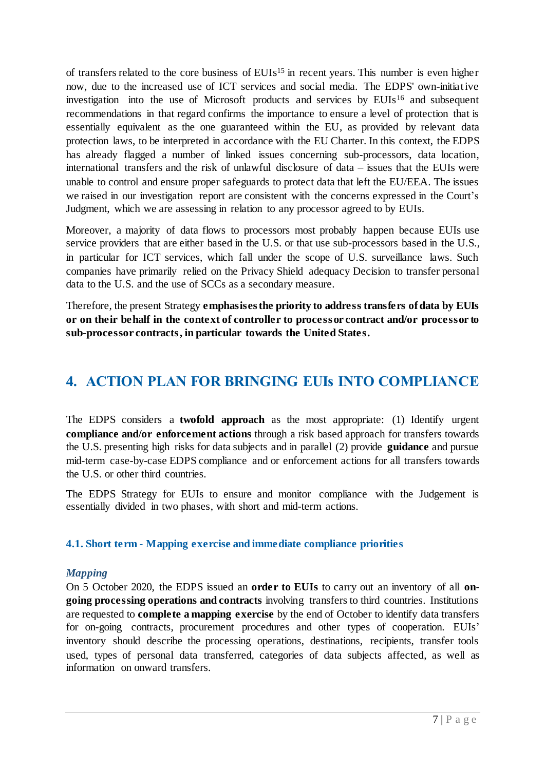of transfers related to the core business of EUIs[15] in recent years. This number is even higher now, due to the increased use of ICT services and social media. The EDPS' own-initiative investigation into the use of Microsoft products and services by EUIs[16] and subsequent recommendations in that regard confirms the importance to ensure a level of protection that is essentially equivalent as the one guaranteed within the EU, as provided by relevant data protection laws, to be interpreted in accordance with the EU Charter. In this context, the EDPS has already flagged a number of linked issues concerning sub-processors, data location, international transfers and the risk of unlawful disclosure of data – issues that the EUIs were unable to control and ensure proper safeguards to protect data that left the EU/EEA. The issues we raised in our investigation report are consistent with the concerns expressed in the Court's Judgment, which we are assessing in relation to any processor agreed to by EUIs.

Moreover, a majority of data flows to processors most probably happen because EUIs use service providers that are either based in the U.S. or that use sub-processors based in the U.S., in particular for ICT services, which fall under the scope of U.S. surveillance laws. Such companies have primarily relied on the Privacy Shield adequacy Decision to transfer personal data to the U.S. and the use of SCCs as a secondary measure.

Therefore, the present Strategy **emphasises the priority to address transfers of data by EUIs or on their behalf in the context of controller to processor contract and/or processor to sub-processor contracts, in particular towards the United States.**

## 4. ACTION PLAN FOR BRINGING EUIs INTO COMPLIANCE

The EDPS considers a **twofold approach** as the most appropriate: (1) Identify urgent **compliance and/or enforcement actions** through a risk based approach for transfers towards the U.S. presenting high risks for data subjects and in parallel (2) provide **guidance** and pursue mid-term case-by-case EDPS compliance and or enforcement actions for all transfers towards the U.S. or other third countries.

The EDPS Strategy for EUIs to ensure and monitor compliance with the Judgement is essentially divided in two phases, with short and mid-term actions.

### 4.1. Short term - Mapping exercise and immediate compliance priorities

***Mapping***

On 5 October 2020, the EDPS issued an **order to EUIs** to carry out an inventory of all **on-going processing operations and contracts** involving transfers to third countries. Institutions are requested to **complete a mapping exercise** by the end of October to identify data transfers for on-going contracts, procurement procedures and other types of cooperation. EUIs' inventory should describe the processing operations, destinations, recipients, transfer tools used, types of personal data transferred, categories of data subjects affected, as well as information on onward transfers.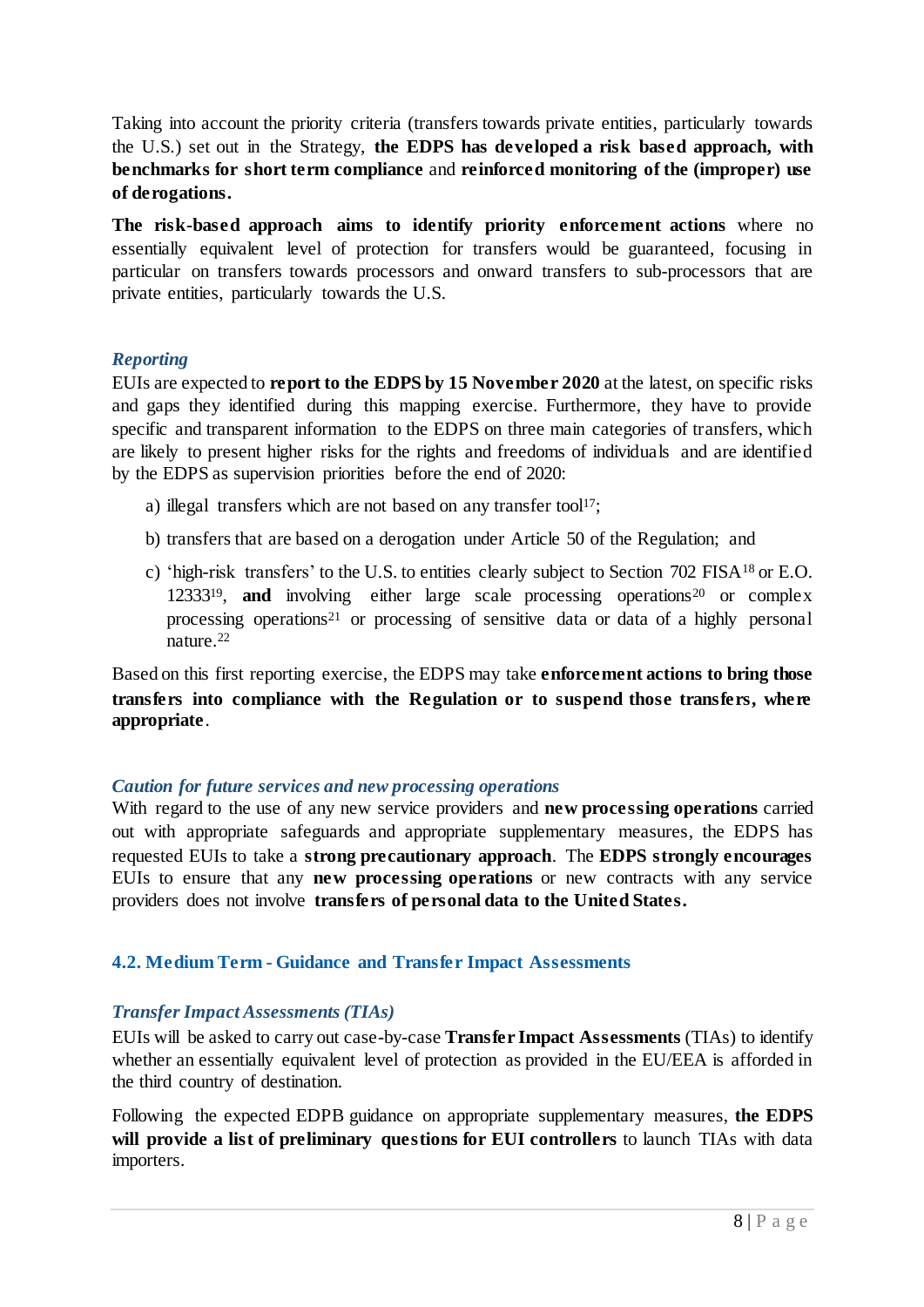Taking into account the priority criteria (transfers towards private entities, particularly towards the U.S.) set out in the Strategy, **the EDPS has developed a risk based approach, with benchmarks for short term compliance** and **reinforced monitoring of the (improper) use of derogations.**

**The risk-based approach aims to identify priority enforcement actions** where no essentially equivalent level of protection for transfers would be guaranteed, focusing in particular on transfers towards processors and onward transfers to sub-processors that are private entities, particularly towards the U.S.

### *Reporting*

EUIs are expected to **report to the EDPS by 15 November 2020** at the latest, on specific risks and gaps they identified during this mapping exercise. Furthermore, they have to provide specific and transparent information to the EDPS on three main categories of transfers, which are likely to present higher risks for the rights and freedoms of individuals and are identified by the EDPS as supervision priorities before the end of 2020:

a) illegal transfers which are not based on any transfer tool[17];

b) transfers that are based on a derogation under Article 50 of the Regulation; and

c) 'high-risk transfers' to the U.S. to entities clearly subject to Section 702 FISA[18] or E.O. 12333[19], **and** involving either large scale processing operations[20] or complex processing operations[21] or processing of sensitive data or data of a highly personal nature.[22]

Based on this first reporting exercise, the EDPS may take **enforcement actions to bring those transfers into compliance with the Regulation or to suspend those transfers, where appropriate**.

### *Caution for future services and new processing operations*

With regard to the use of any new service providers and **new processing operations** carried out with appropriate safeguards and appropriate supplementary measures, the EDPS has requested EUIs to take a **strong precautionary approach**. The **EDPS strongly encourages** EUIs to ensure that any **new processing operations** or new contracts with any service providers does not involve **transfers of personal data to the United States.**

## 4.2. Medium Term - Guidance and Transfer Impact Assessments

### *Transfer Impact Assessments (TIAs)*

EUIs will be asked to carry out case-by-case **Transfer Impact Assessments** (TIAs) to identify whether an essentially equivalent level of protection as provided in the EU/EEA is afforded in the third country of destination.

Following the expected EDPB guidance on appropriate supplementary measures, **the EDPS will provide a list of preliminary questions for EUI controllers** to launch TIAs with data importers.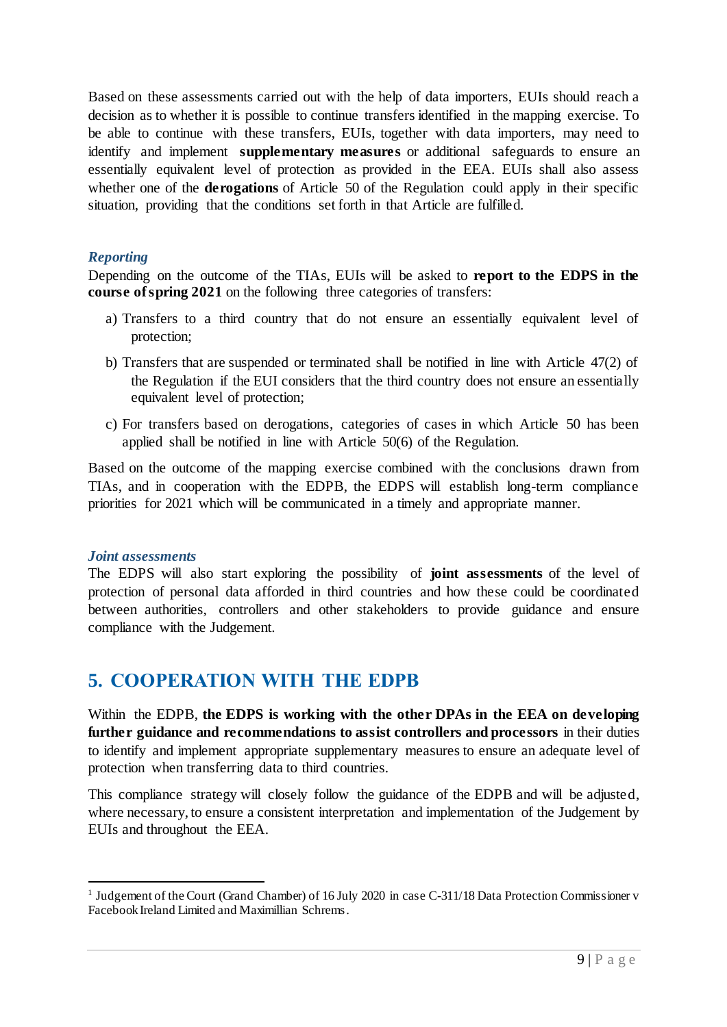Based on these assessments carried out with the help of data importers, EUIs should reach a decision as to whether it is possible to continue transfers identified in the mapping exercise. To be able to continue with these transfers, EUIs, together with data importers, may need to identify and implement **supplementary measures** or additional safeguards to ensure an essentially equivalent level of protection as provided in the EEA. EUIs shall also assess whether one of the **derogations** of Article 50 of the Regulation could apply in their specific situation, providing that the conditions set forth in that Article are fulfilled.

### *Reporting*

Depending on the outcome of the TIAs, EUIs will be asked to **report to the EDPS in the course of spring 2021** on the following three categories of transfers:

a) Transfers to a third country that do not ensure an essentially equivalent level of protection;

b) Transfers that are suspended or terminated shall be notified in line with Article 47(2) of the Regulation if the EUI considers that the third country does not ensure an essentially equivalent level of protection;

c) For transfers based on derogations, categories of cases in which Article 50 has been applied shall be notified in line with Article 50(6) of the Regulation.

Based on the outcome of the mapping exercise combined with the conclusions drawn from TIAs, and in cooperation with the EDPB, the EDPS will establish long-term compliance priorities for 2021 which will be communicated in a timely and appropriate manner.

### *Joint assessments*

The EDPS will also start exploring the possibility of **joint assessments** of the level of protection of personal data afforded in third countries and how these could be coordinated between authorities, controllers and other stakeholders to provide guidance and ensure compliance with the Judgement.

## 5. COOPERATION WITH THE EDPB

Within the EDPB, **the EDPS is working with the other DPAs in the EEA on developing further guidance and recommendations to assist controllers and processors** in their duties to identify and implement appropriate supplementary measures to ensure an adequate level of protection when transferring data to third countries.

This compliance strategy will closely follow the guidance of the EDPB and will be adjusted, where necessary, to ensure a consistent interpretation and implementation of the Judgement by EUIs and throughout the EEA.

---

[1] Judgement of the Court (Grand Chamber) of 16 July 2020 in case C-311/18 Data Protection Commissioner v Facebook Ireland Limited and Maximillian Schrems.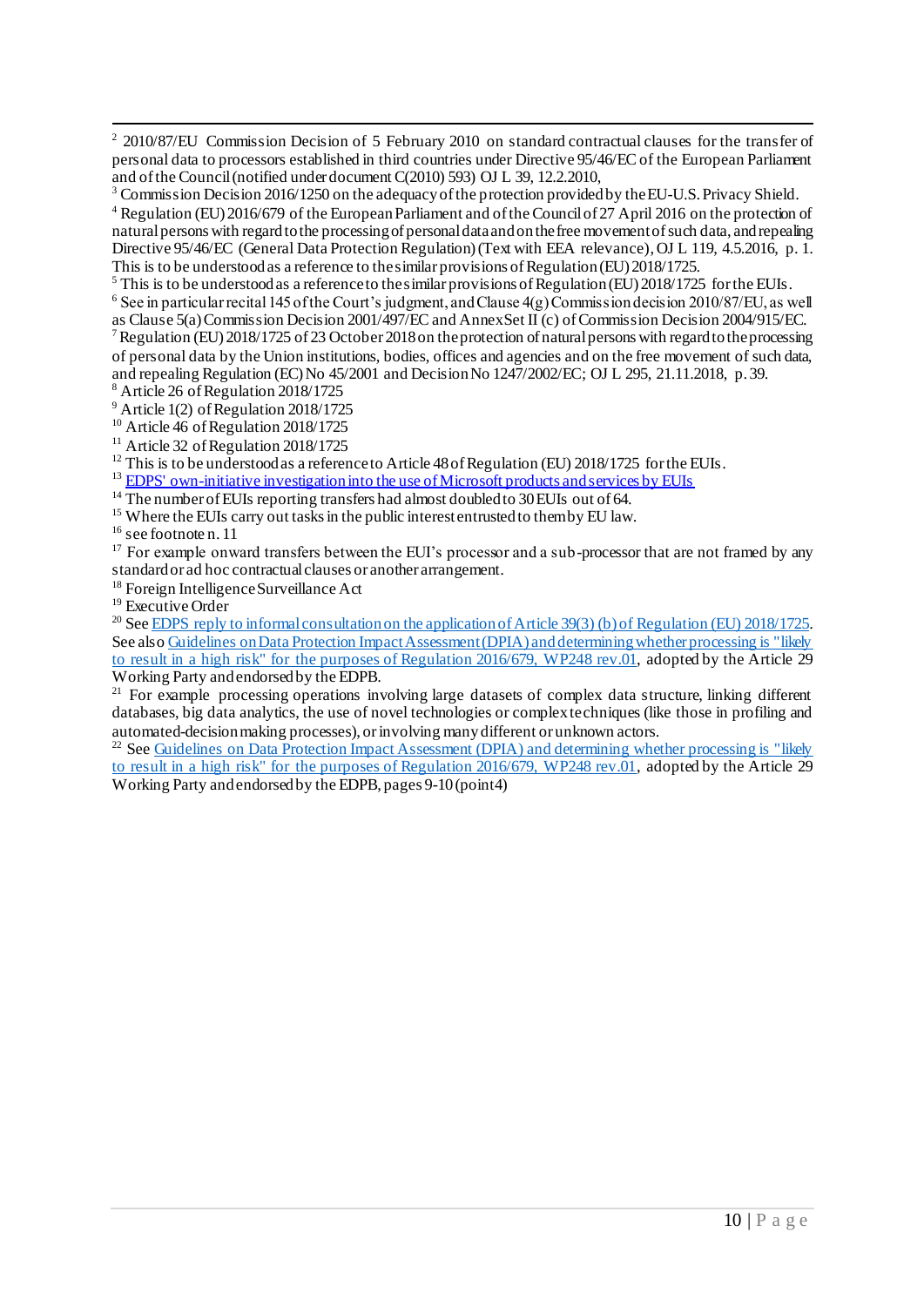[2] 2010/87/EU Commission Decision of 5 February 2010 on standard contractual clauses for the transfer of personal data to processors established in third countries under Directive 95/46/EC of the European Parliament and of the Council (notified under document C(2010) 593) OJ L 39, 12.2.2010,

[3] Commission Decision 2016/1250 on the adequacy of the protection provided by the EU-U.S. Privacy Shield.

[4] Regulation (EU) 2016/679 of the European Parliament and of the Council of 27 April 2016 on the protection of natural persons with regard to the processing of personal data and on the free movement of such data, and repealing Directive 95/46/EC (General Data Protection Regulation) (Text with EEA relevance), OJ L 119, 4.5.2016, p. 1. This is to be understood as a reference to the similar provisions of Regulation (EU) 2018/1725.

[5] This is to be understood as a reference to the similar provisions of Regulation (EU) 2018/1725 for the EUIs.

[6] See in particular recital 145 of the Court's judgment, and Clause 4(g) Commission decision 2010/87/EU, as well as Clause 5(a) Commission Decision 2001/497/EC and Annex Set II (c) of Commission Decision 2004/915/EC.

[7] Regulation (EU) 2018/1725 of 23 October 2018 on the protection of natural persons with regard to the processing of personal data by the Union institutions, bodies, offices and agencies and on the free movement of such data, and repealing Regulation (EC) No 45/2001 and Decision No 1247/2002/EC; OJ L 295, 21.11.2018, p. 39.

[8] Article 26 of Regulation 2018/1725

[9] Article 1(2) of Regulation 2018/1725

[10] Article 46 of Regulation 2018/1725

[11] Article 32 of Regulation 2018/1725

[12] This is to be understood as a reference to Article 48 of Regulation (EU) 2018/1725 for the EUIs.

[13] EDPS' own-initiative investigation into the use of Microsoft products and services by EUIs

[14] The number of EUIs reporting transfers had almost doubled to 30 EUIs out of 64.

[15] Where the EUIs carry out tasks in the public interest entrusted to them by EU law.

[16] see footnote n. 11

[17] For example onward transfers between the EUI's processor and a sub-processor that are not framed by any standard or ad hoc contractual clauses or another arrangement.

[18] Foreign Intelligence Surveillance Act

[19] Executive Order

[20] See EDPS reply to informal consultation on the application of Article 39(3) (b) of Regulation (EU) 2018/1725. See also Guidelines on Data Protection Impact Assessment (DPIA) and determining whether processing is "likely to result in a high risk" for the purposes of Regulation 2016/679, WP248 rev.01, adopted by the Article 29 Working Party and endorsed by the EDPB.

[21] For example processing operations involving large datasets of complex data structure, linking different databases, big data analytics, the use of novel technologies or complex techniques (like those in profiling and automated-decision making processes), or involving many different or unknown actors.

[22] See Guidelines on Data Protection Impact Assessment (DPIA) and determining whether processing is "likely to result in a high risk" for the purposes of Regulation 2016/679, WP248 rev.01, adopted by the Article 29 Working Party and endorsed by the EDPB, pages 9-10 (point 4)